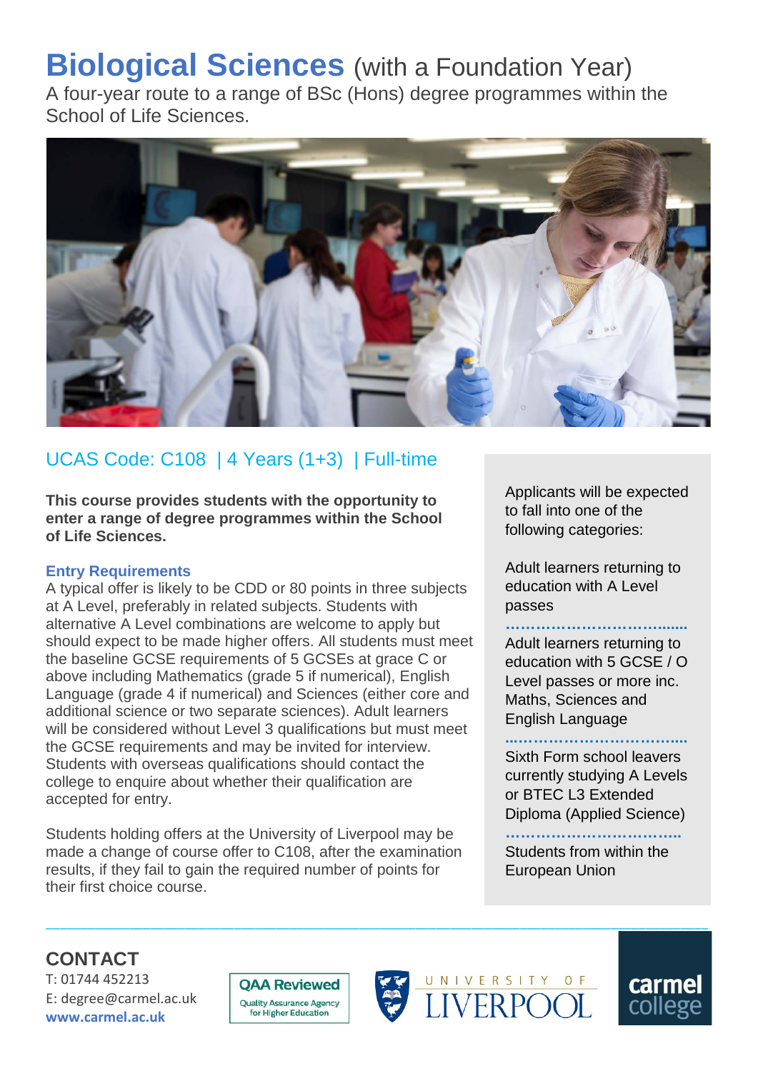# Biological Sciences (with a Foundation Year)

A four-year route to a range of BSc (Hons) degree programmes within the School of Life Sciences.

## UCAS Code: C108 | 4 Years (1+3) | Full-time

**This course provides students with the opportunity to enter a range of degree programmes within the School of Life Sciences.**

### Entry Requirements

A typical offer is likely to be CDD or 80 points in three subjects at A Level, preferably in related subjects. Students with alternative A Level combinations are welcome to apply but should expect to be made higher offers. All students must meet the baseline GCSE requirements of 5 GCSEs at grace C or above including Mathematics (grade 5 if numerical), English Language (grade 4 if numerical) and Sciences (either core and additional science or two separate sciences). Adult learners will be considered without Level 3 qualifications but must meet the GCSE requirements and may be invited for interview. Students with overseas qualifications should contact the college to enquire about whether their qualification are accepted for entry.

Students holding offers at the University of Liverpool may be made a change of course offer to C108, after the examination results, if they fail to gain the required number of points for their first choice course.

Applicants will be expected to fall into one of the following categories:

Adult learners returning to education with A Level passes

Adult learners returning to education with 5 GCSE / O Level passes or more inc. Maths, Sciences and English Language

Sixth Form school leavers currently studying A Levels or BTEC L3 Extended Diploma (Applied Science)

Students from within the European Union

## CONTACT

T: 01744 452213
E: degree@carmel.ac.uk
**www.carmel.ac.uk**

QAA Reviewed – Quality Assurance Agency for Higher Education

University of Liverpool

carmel college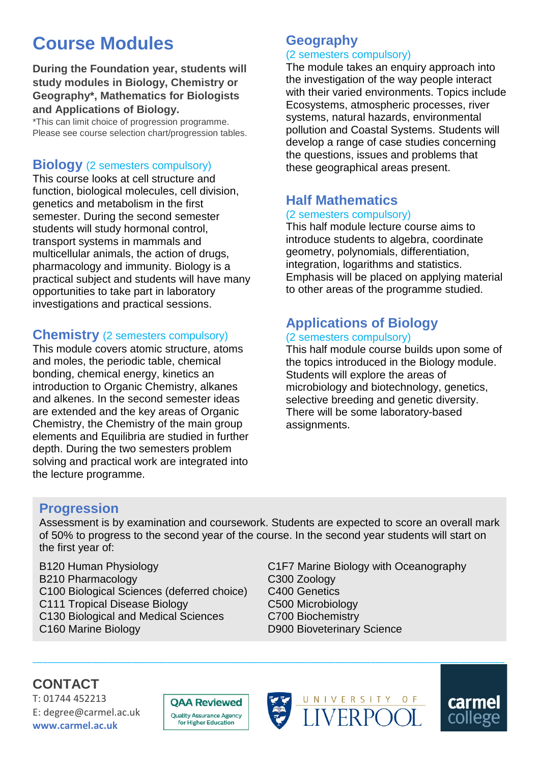# Course Modules

**During the Foundation year, students will study modules in Biology, Chemistry or Geography*, Mathematics for Biologists and Applications of Biology.**

*This can limit choice of progression programme. Please see course selection chart/progression tables.

## Biology (2 semesters compulsory)

This course looks at cell structure and function, biological molecules, cell division, genetics and metabolism in the first semester. During the second semester students will study hormonal control, transport systems in mammals and multicellular animals, the action of drugs, pharmacology and immunity. Biology is a practical subject and students will have many opportunities to take part in laboratory investigations and practical sessions.

## Chemistry (2 semesters compulsory)

This module covers atomic structure, atoms and moles, the periodic table, chemical bonding, chemical energy, kinetics an introduction to Organic Chemistry, alkanes and alkenes. In the second semester ideas are extended and the key areas of Organic Chemistry, the Chemistry of the main group elements and Equilibria are studied in further depth. During the two semesters problem solving and practical work are integrated into the lecture programme.

## Geography

(2 semesters compulsory)

The module takes an enquiry approach into the investigation of the way people interact with their varied environments. Topics include Ecosystems, atmospheric processes, river systems, natural hazards, environmental pollution and Coastal Systems. Students will develop a range of case studies concerning the questions, issues and problems that these geographical areas present.

## Half Mathematics

(2 semesters compulsory)

This half module lecture course aims to introduce students to algebra, coordinate geometry, polynomials, differentiation, integration, logarithms and statistics. Emphasis will be placed on applying material to other areas of the programme studied.

## Applications of Biology

(2 semesters compulsory)

This half module course builds upon some of the topics introduced in the Biology module. Students will explore the areas of microbiology and biotechnology, genetics, selective breeding and genetic diversity. There will be some laboratory-based assignments.

## Progression

Assessment is by examination and coursework. Students are expected to score an overall mark of 50% to progress to the second year of the course. In the second year students will start on the first year of:

- B120 Human Physiology
- B210 Pharmacology
- C100 Biological Sciences (deferred choice)
- C111 Tropical Disease Biology
- C130 Biological and Medical Sciences
- C160 Marine Biology
- C1F7 Marine Biology with Oceanography
- C300 Zoology
- C400 Genetics
- C500 Microbiology
- C700 Biochemistry
- D900 Bioveterinary Science

## CONTACT

T: 01744 452213
E: degree@carmel.ac.uk
**www.carmel.ac.uk**

QAA Reviewed
Quality Assurance Agency for Higher Education

UNIVERSITY OF LIVERPOOL

carmel college